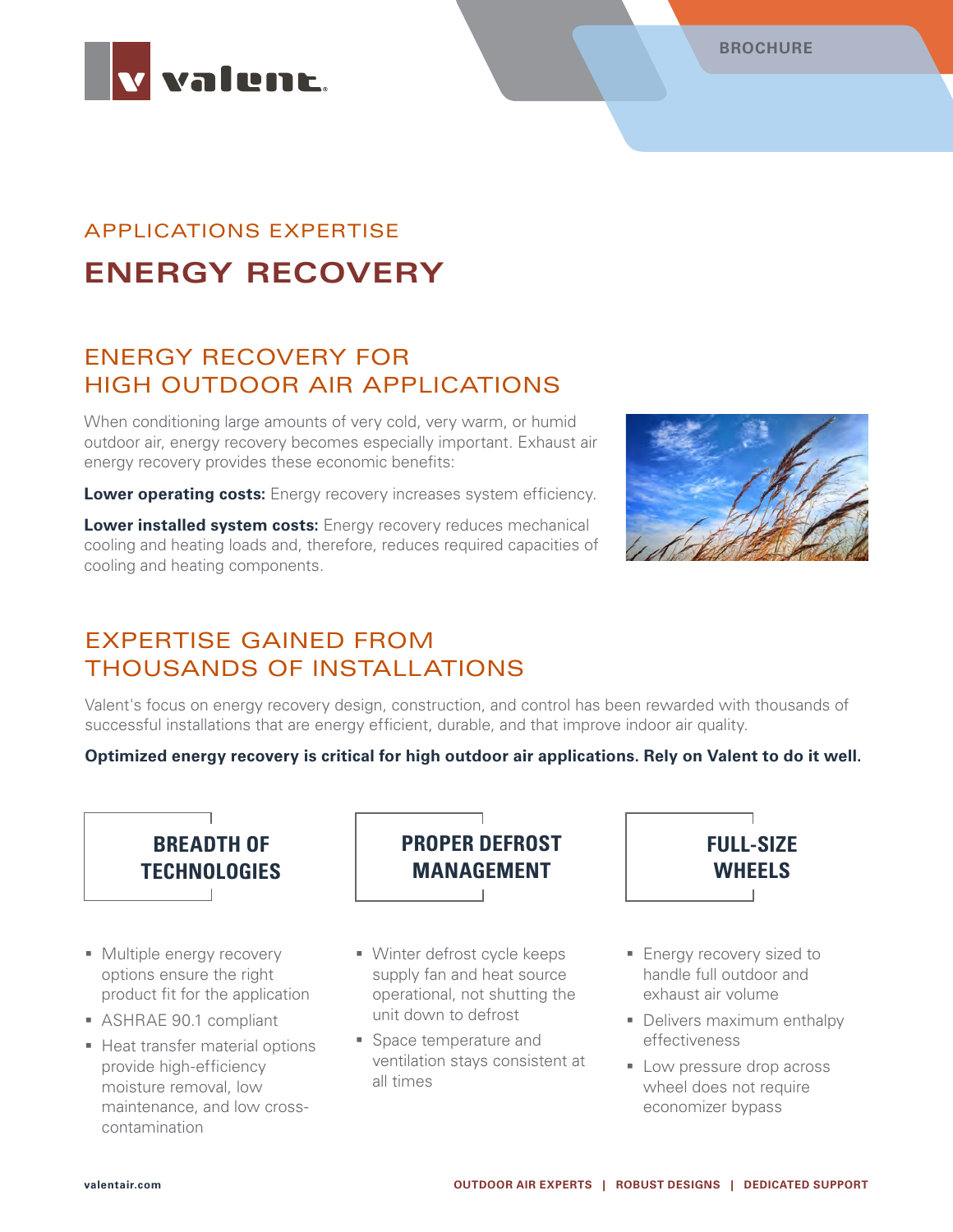BROCHURE

APPLICATIONS EXPERTISE

# ENERGY RECOVERY

## ENERGY RECOVERY FOR HIGH OUTDOOR AIR APPLICATIONS

When conditioning large amounts of very cold, very warm, or humid outdoor air, energy recovery becomes especially important. Exhaust air energy recovery provides these economic benefits:

**Lower operating costs:** Energy recovery increases system efficiency.

**Lower installed system costs:** Energy recovery reduces mechanical cooling and heating loads and, therefore, reduces required capacities of cooling and heating components.

## EXPERTISE GAINED FROM THOUSANDS OF INSTALLATIONS

Valent's focus on energy recovery design, construction, and control has been rewarded with thousands of successful installations that are energy efficient, durable, and that improve indoor air quality.

**Optimized energy recovery is critical for high outdoor air applications. Rely on Valent to do it well.**

### BREADTH OF TECHNOLOGIES

- Multiple energy recovery options ensure the right product fit for the application
- ASHRAE 90.1 compliant
- Heat transfer material options provide high-efficiency moisture removal, low maintenance, and low cross-contamination

### PROPER DEFROST MANAGEMENT

- Winter defrost cycle keeps supply fan and heat source operational, not shutting the unit down to defrost
- Space temperature and ventilation stays consistent at all times

### FULL-SIZE WHEELS

- Energy recovery sized to handle full outdoor and exhaust air volume
- Delivers maximum enthalpy effectiveness
- Low pressure drop across wheel does not require economizer bypass

valentair.com

OUTDOOR AIR EXPERTS | ROBUST DESIGNS | DEDICATED SUPPORT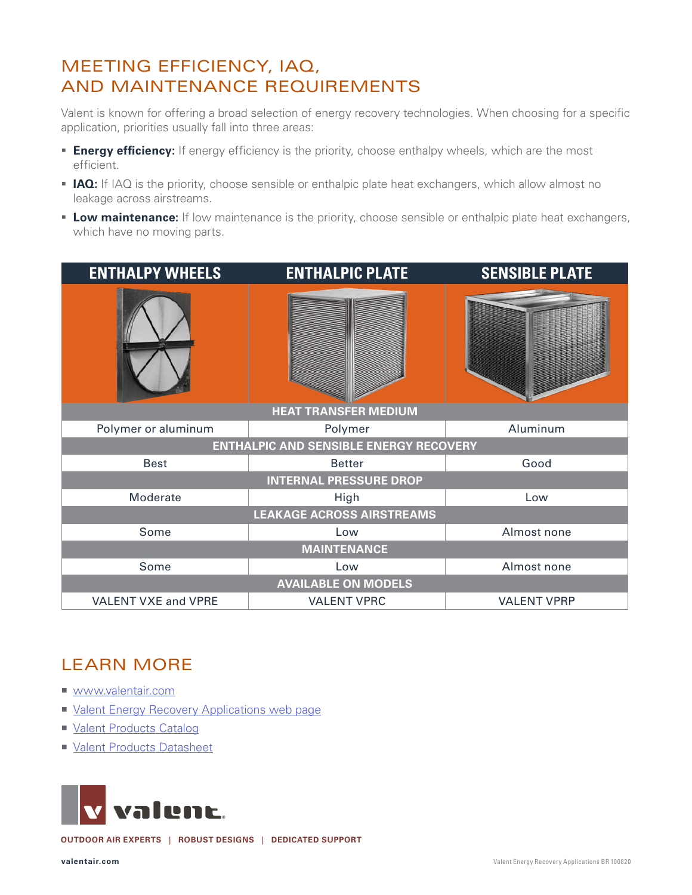# MEETING EFFICIENCY, IAQ, AND MAINTENANCE REQUIREMENTS

Valent is known for offering a broad selection of energy recovery technologies. When choosing for a specific application, priorities usually fall into three areas:

- **Energy efficiency:** If energy efficiency is the priority, choose enthalpy wheels, which are the most efficient.
- **IAQ:** If IAQ is the priority, choose sensible or enthalpic plate heat exchangers, which allow almost no leakage across airstreams.
- **Low maintenance:** If low maintenance is the priority, choose sensible or enthalpic plate heat exchangers, which have no moving parts.

| ENTHALPY WHEELS | ENTHALPIC PLATE | SENSIBLE PLATE |
|---|---|---|
| **HEAT TRANSFER MEDIUM** | | |
| Polymer or aluminum | Polymer | Aluminum |
| **ENTHALPIC AND SENSIBLE ENERGY RECOVERY** | | |
| Best | Better | Good |
| **INTERNAL PRESSURE DROP** | | |
| Moderate | High | Low |
| **LEAKAGE ACROSS AIRSTREAMS** | | |
| Some | Low | Almost none |
| **MAINTENANCE** | | |
| Some | Low | Almost none |
| **AVAILABLE ON MODELS** | | |
| VALENT VXE and VPRE | VALENT VPRC | VALENT VPRP |

## LEARN MORE

- www.valentair.com
- Valent Energy Recovery Applications web page
- Valent Products Catalog
- Valent Products Datasheet

valent

**OUTDOOR AIR EXPERTS | ROBUST DESIGNS | DEDICATED SUPPORT**

**valentair.com**

Valent Energy Recovery Applications BR 100820